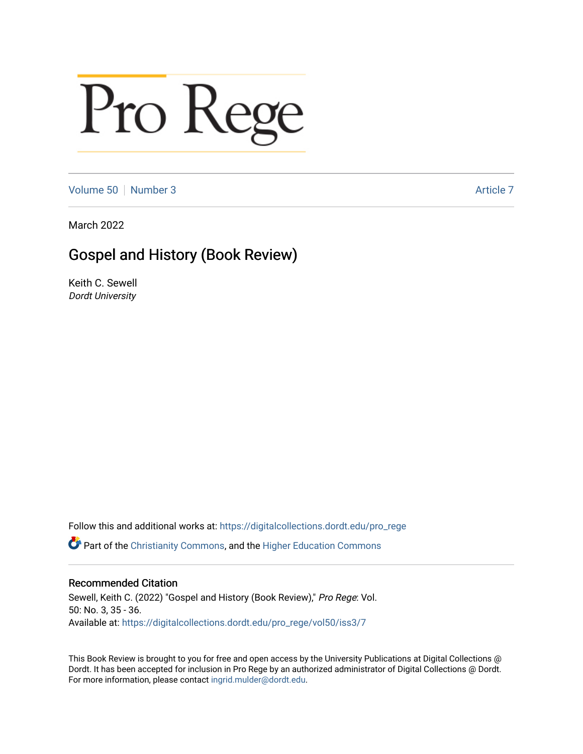# Pro Rege

Volume 50 | Number 3 | Article 7

March 2022

## Gospel and History (Book Review)

Keith C. Sewell
*Dordt University*

Follow this and additional works at: https://digitalcollections.dordt.edu/pro_rege

Part of the Christianity Commons, and the Higher Education Commons

### Recommended Citation

Sewell, Keith C. (2022) "Gospel and History (Book Review)," *Pro Rege*: Vol. 50: No. 3, 35 - 36.
Available at: https://digitalcollections.dordt.edu/pro_rege/vol50/iss3/7

This Book Review is brought to you for free and open access by the University Publications at Digital Collections @ Dordt. It has been accepted for inclusion in Pro Rege by an authorized administrator of Digital Collections @ Dordt. For more information, please contact ingrid.mulder@dordt.edu.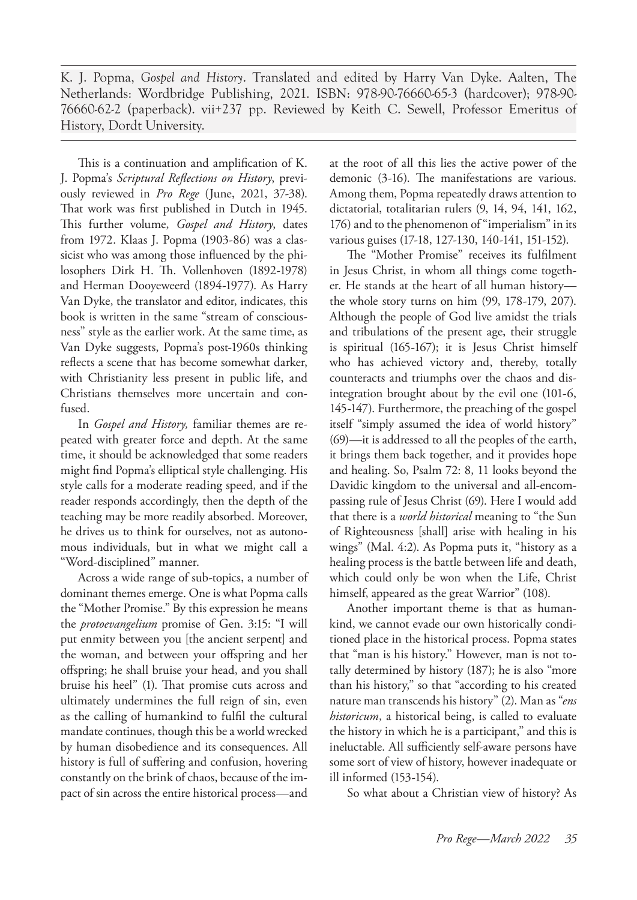K. J. Popma, *Gospel and History*. Translated and edited by Harry Van Dyke. Aalten, The Netherlands: Wordbridge Publishing, 2021. ISBN: 978-90-76660-65-3 (hardcover); 978-90-76660-62-2 (paperback). vii+237 pp. Reviewed by Keith C. Sewell, Professor Emeritus of History, Dordt University.

This is a continuation and amplification of K. J. Popma's *Scriptural Reflections on History*, previously reviewed in *Pro Rege* (June, 2021, 37-38). That work was first published in Dutch in 1945. This further volume, *Gospel and History*, dates from 1972. Klaas J. Popma (1903-86) was a classicist who was among those influenced by the philosophers Dirk H. Th. Vollenhoven (1892-1978) and Herman Dooyeweerd (1894-1977). As Harry Van Dyke, the translator and editor, indicates, this book is written in the same "stream of consciousness" style as the earlier work. At the same time, as Van Dyke suggests, Popma's post-1960s thinking reflects a scene that has become somewhat darker, with Christianity less present in public life, and Christians themselves more uncertain and confused.

In *Gospel and History,* familiar themes are repeated with greater force and depth. At the same time, it should be acknowledged that some readers might find Popma's elliptical style challenging. His style calls for a moderate reading speed, and if the reader responds accordingly, then the depth of the teaching may be more readily absorbed. Moreover, he drives us to think for ourselves, not as autonomous individuals, but in what we might call a "Word-disciplined" manner.

Across a wide range of sub-topics, a number of dominant themes emerge. One is what Popma calls the "Mother Promise." By this expression he means the *protoevangelium* promise of Gen. 3:15: "I will put enmity between you [the ancient serpent] and the woman, and between your offspring and her offspring; he shall bruise your head, and you shall bruise his heel" (1). That promise cuts across and ultimately undermines the full reign of sin, even as the calling of humankind to fulfil the cultural mandate continues, though this be a world wrecked by human disobedience and its consequences. All history is full of suffering and confusion, hovering constantly on the brink of chaos, because of the impact of sin across the entire historical process—and at the root of all this lies the active power of the demonic (3-16). The manifestations are various. Among them, Popma repeatedly draws attention to dictatorial, totalitarian rulers (9, 14, 94, 141, 162, 176) and to the phenomenon of "imperialism" in its various guises (17-18, 127-130, 140-141, 151-152).

The "Mother Promise" receives its fulfilment in Jesus Christ, in whom all things come together. He stands at the heart of all human history—the whole story turns on him (99, 178-179, 207). Although the people of God live amidst the trials and tribulations of the present age, their struggle is spiritual (165-167); it is Jesus Christ himself who has achieved victory and, thereby, totally counteracts and triumphs over the chaos and disintegration brought about by the evil one (101-6, 145-147). Furthermore, the preaching of the gospel itself "simply assumed the idea of world history" (69)—it is addressed to all the peoples of the earth, it brings them back together, and it provides hope and healing. So, Psalm 72: 8, 11 looks beyond the Davidic kingdom to the universal and all-encompassing rule of Jesus Christ (69). Here I would add that there is a *world historical* meaning to "the Sun of Righteousness [shall] arise with healing in his wings" (Mal. 4:2). As Popma puts it, "history as a healing process is the battle between life and death, which could only be won when the Life, Christ himself, appeared as the great Warrior" (108).

Another important theme is that as humankind, we cannot evade our own historically conditioned place in the historical process. Popma states that "man is his history." However, man is not totally determined by history (187); he is also "more than his history," so that "according to his created nature man transcends his history" (2). Man as "*ens historicum*, a historical being, is called to evaluate the history in which he is a participant," and this is ineluctable. All sufficiently self-aware persons have some sort of view of history, however inadequate or ill informed (153-154).

So what about a Christian view of history? As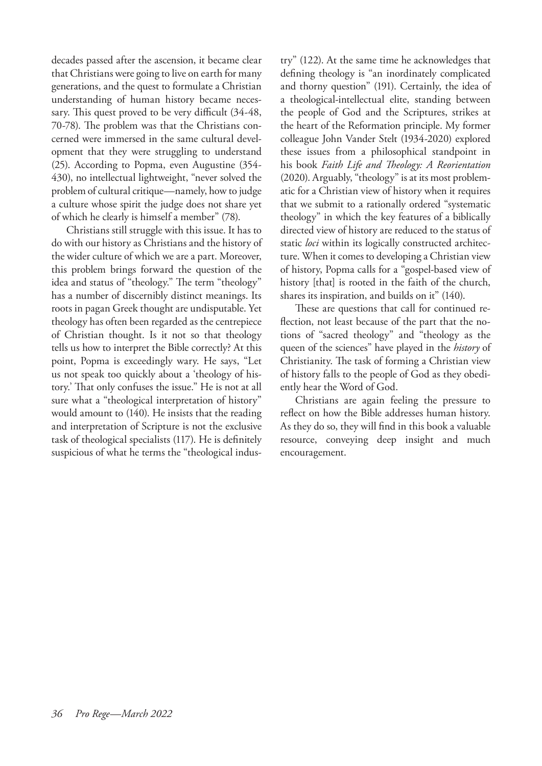decades passed after the ascension, it became clear that Christians were going to live on earth for many generations, and the quest to formulate a Christian understanding of human history became necessary. This quest proved to be very difficult (34-48, 70-78). The problem was that the Christians concerned were immersed in the same cultural development that they were struggling to understand (25). According to Popma, even Augustine (354-430), no intellectual lightweight, "never solved the problem of cultural critique—namely, how to judge a culture whose spirit the judge does not share yet of which he clearly is himself a member" (78).

Christians still struggle with this issue. It has to do with our history as Christians and the history of the wider culture of which we are a part. Moreover, this problem brings forward the question of the idea and status of "theology." The term "theology" has a number of discernibly distinct meanings. Its roots in pagan Greek thought are undisputable. Yet theology has often been regarded as the centrepiece of Christian thought. Is it not so that theology tells us how to interpret the Bible correctly? At this point, Popma is exceedingly wary. He says, "Let us not speak too quickly about a 'theology of history.' That only confuses the issue." He is not at all sure what a "theological interpretation of history" would amount to (140). He insists that the reading and interpretation of Scripture is not the exclusive task of theological specialists (117). He is definitely suspicious of what he terms the "theological industry" (122). At the same time he acknowledges that defining theology is "an inordinately complicated and thorny question" (191). Certainly, the idea of a theological-intellectual elite, standing between the people of God and the Scriptures, strikes at the heart of the Reformation principle. My former colleague John Vander Stelt (1934-2020) explored these issues from a philosophical standpoint in his book *Faith Life and Theology: A Reorientation* (2020). Arguably, "theology" is at its most problematic for a Christian view of history when it requires that we submit to a rationally ordered "systematic theology" in which the key features of a biblically directed view of history are reduced to the status of static *loci* within its logically constructed architecture. When it comes to developing a Christian view of history, Popma calls for a "gospel-based view of history [that] is rooted in the faith of the church, shares its inspiration, and builds on it" (140).

These are questions that call for continued reflection, not least because of the part that the notions of "sacred theology" and "theology as the queen of the sciences" have played in the *history* of Christianity. The task of forming a Christian view of history falls to the people of God as they obediently hear the Word of God.

Christians are again feeling the pressure to reflect on how the Bible addresses human history. As they do so, they will find in this book a valuable resource, conveying deep insight and much encouragement.